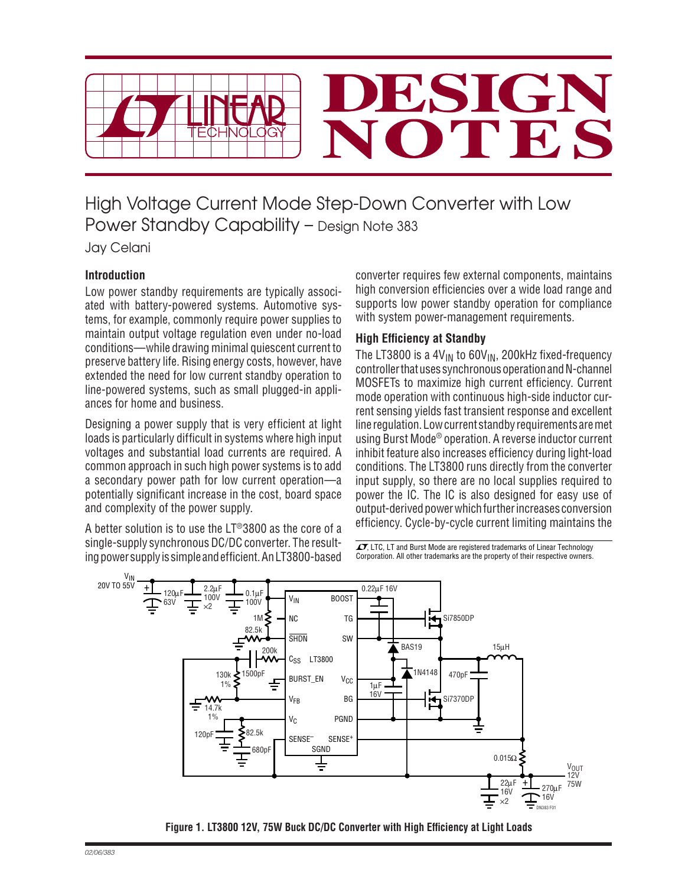# High Voltage Current Mode Step-Down Converter with Low Power Standby Capability – Design Note 383

Jay Celani

## Introduction

Low power standby requirements are typically associated with battery-powered systems. Automotive systems, for example, commonly require power supplies to maintain output voltage regulation even under no-load conditions—while drawing minimal quiescent current to preserve battery life. Rising energy costs, however, have extended the need for low current standby operation to line-powered systems, such as small plugged-in appliances for home and business.

Designing a power supply that is very efficient at light loads is particularly difficult in systems where high input voltages and substantial load currents are required. A common approach in such high power systems is to add a secondary power path for low current operation—a potentially significant increase in the cost, board space and complexity of the power supply.

A better solution is to use the LT®3800 as the core of a single-supply synchronous DC/DC converter. The resulting power supply is simple and efficient. An LT3800-based converter requires few external components, maintains high conversion efficiencies over a wide load range and supports low power standby operation for compliance with system power-management requirements.

## High Efficiency at Standby

The LT3800 is a $4V_{IN}$ to $60V_{IN}$, 200kHz fixed-frequency controller that uses synchronous operation and N-channel MOSFETs to maximize high current efficiency. Current mode operation with continuous high-side inductor current sensing yields fast transient response and excellent line regulation. Low current standby requirements are met using Burst Mode® operation. A reverse inductor current inhibit feature also increases efficiency during light-load conditions. The LT3800 runs directly from the converter input supply, so there are no local supplies required to power the IC. The IC is also designed for easy use of output-derived power which further increases conversion efficiency. Cycle-by-cycle current limiting maintains the

LT, LTC, LT and Burst Mode are registered trademarks of Linear Technology Corporation. All other trademarks are the property of their respective owners.

**Figure 1. LT3800 12V, 75W Buck DC/DC Converter with High Efficiency at Light Loads**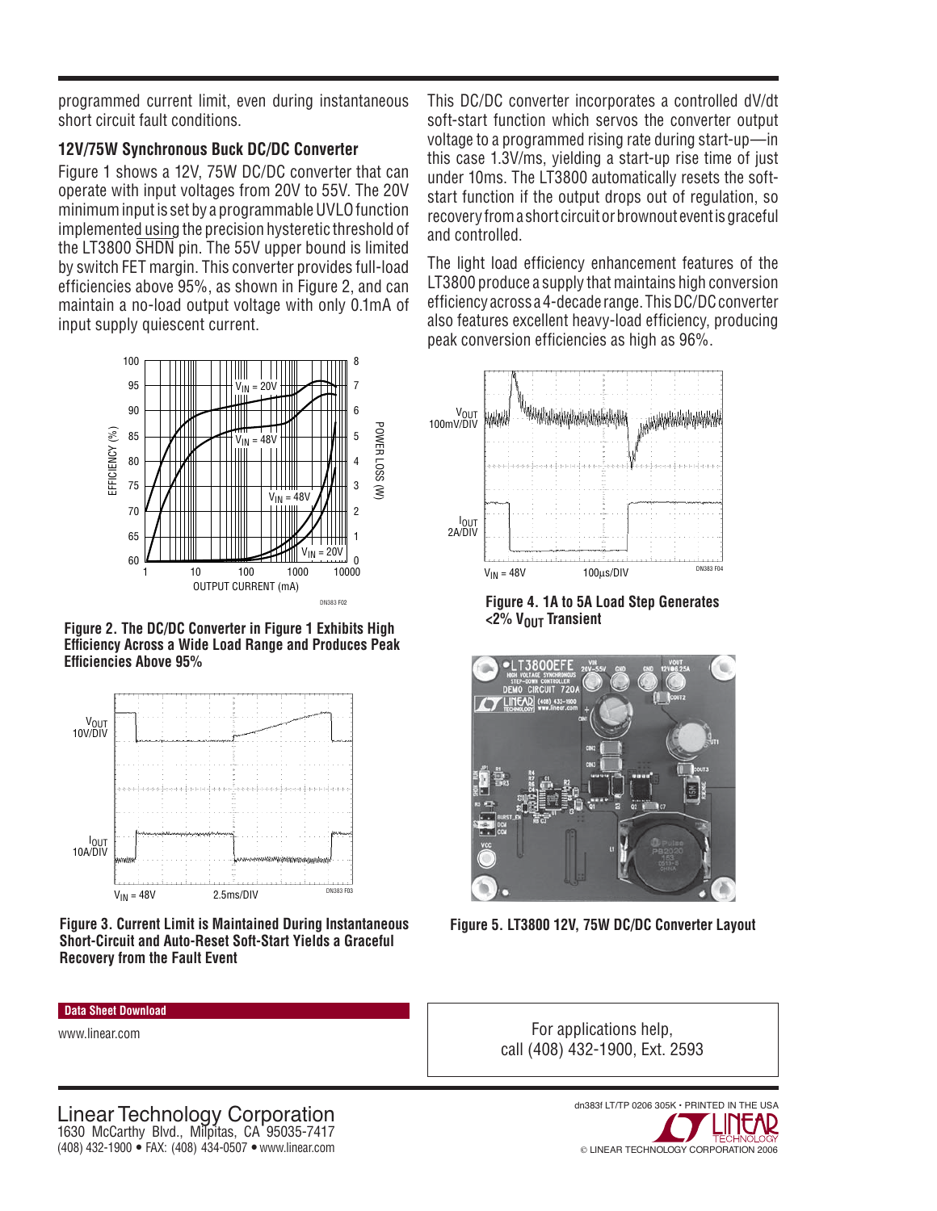programmed current limit, even during instantaneous short circuit fault conditions.

### 12V/75W Synchronous Buck DC/DC Converter

Figure 1 shows a 12V, 75W DC/DC converter that can operate with input voltages from 20V to 55V. The 20V minimum input is set by a programmable UVLO function implemented using the precision hysteretic threshold of the LT3800 $\overline{SHDN}$ pin. The 55V upper bound is limited by switch FET margin. This converter provides full-load efficiencies above 95%, as shown in Figure 2, and can maintain a no-load output voltage with only 0.1mA of input supply quiescent current.

EFFICIENCY (%)
100
95
90
85
80
75
70
65
60
POWER LOSS (W)
8
7
6
5
4
3
2
1
0
$V_{IN}$ = 20V
$V_{IN}$ = 48V
$V_{IN}$ = 48V
$V_{IN}$ = 20V
1
10
100
1000
10000
OUTPUT CURRENT (mA)
DN383 F02

**Figure 2. The DC/DC Converter in Figure 1 Exhibits High Efficiency Across a Wide Load Range and Produces Peak Efficiencies Above 95%**

$V_{OUT}$ 10V/DIV
$I_{OUT}$ 10A/DIV
$V_{IN}$ = 48V
2.5ms/DIV
DN383 F03

**Figure 3. Current Limit is Maintained During Instantaneous Short-Circuit and Auto-Reset Soft-Start Yields a Graceful Recovery from the Fault Event**

This DC/DC converter incorporates a controlled dV/dt soft-start function which servos the converter output voltage to a programmed rising rate during start-up—in this case 1.3V/ms, yielding a start-up rise time of just under 10ms. The LT3800 automatically resets the soft-start function if the output drops out of regulation, so recovery from a short circuit or brownout event is graceful and controlled.

The light load efficiency enhancement features of the LT3800 produce a supply that maintains high conversion efficiency across a 4-decade range. This DC/DC converter also features excellent heavy-load efficiency, producing peak conversion efficiencies as high as 96%.

$V_{OUT}$ 100mV/DIV
$I_{OUT}$ 2A/DIV
$V_{IN}$ = 48V
100μs/DIV
DN383 F04

**Figure 4. 1A to 5A Load Step Generates <2% $V_{OUT}$ Transient**

**Figure 5. LT3800 12V, 75W DC/DC Converter Layout**

**Data Sheet Download**

www.linear.com

For applications help,
call (408) 432-1900, Ext. 2593

Linear Technology Corporation
1630 McCarthy Blvd., Milpitas, CA 95035-7417
(408) 432-1900 • FAX: (408) 434-0507 • www.linear.com

dn383f LT/TP 0206 305K • PRINTED IN THE USA

© LINEAR TECHNOLOGY CORPORATION 2006